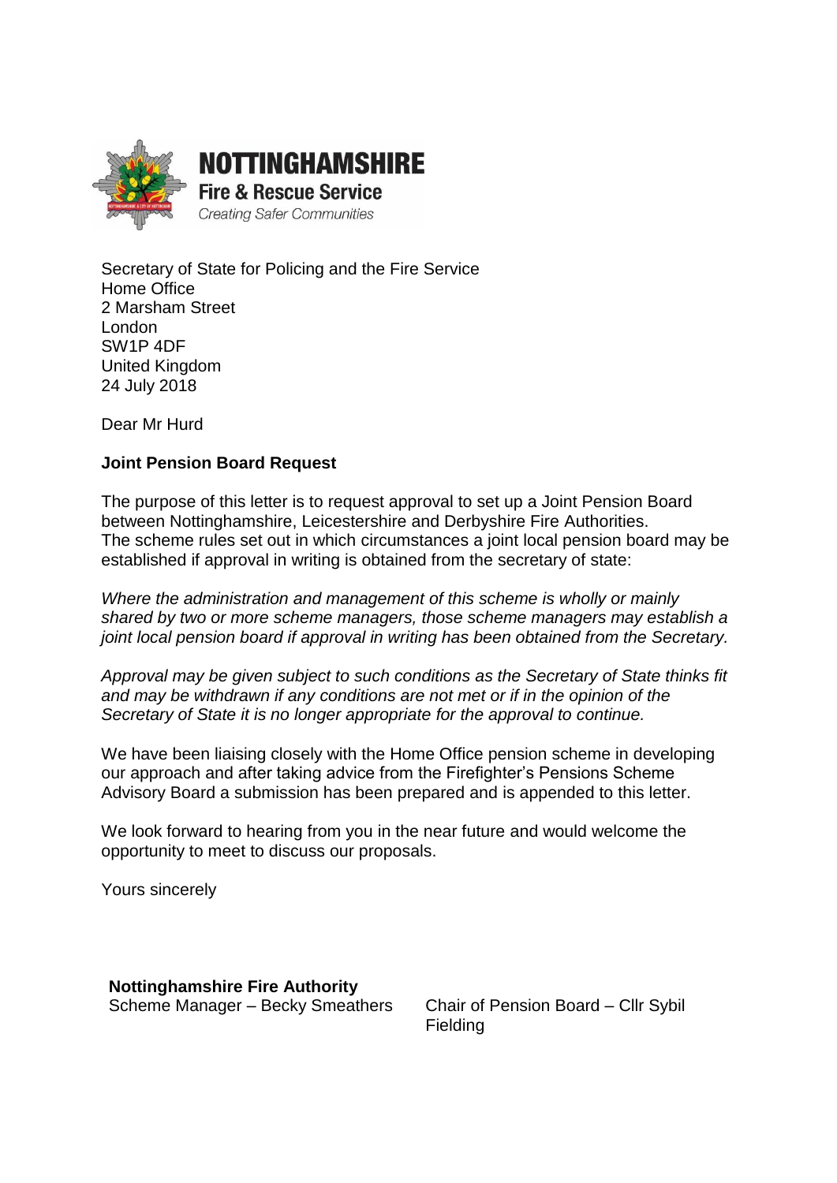**NOTTINGHAMSHIRE**
**Fire & Rescue Service**
*Creating Safer Communities*

Secretary of State for Policing and the Fire Service
Home Office
2 Marsham Street
London
SW1P 4DF
United Kingdom
24 July 2018

Dear Mr Hurd

**Joint Pension Board Request**

The purpose of this letter is to request approval to set up a Joint Pension Board between Nottinghamshire, Leicestershire and Derbyshire Fire Authorities. The scheme rules set out in which circumstances a joint local pension board may be established if approval in writing is obtained from the secretary of state:

*Where the administration and management of this scheme is wholly or mainly shared by two or more scheme managers, those scheme managers may establish a joint local pension board if approval in writing has been obtained from the Secretary.*

*Approval may be given subject to such conditions as the Secretary of State thinks fit and may be withdrawn if any conditions are not met or if in the opinion of the Secretary of State it is no longer appropriate for the approval to continue.*

We have been liaising closely with the Home Office pension scheme in developing our approach and after taking advice from the Firefighter's Pensions Scheme Advisory Board a submission has been prepared and is appended to this letter.

We look forward to hearing from you in the near future and would welcome the opportunity to meet to discuss our proposals.

Yours sincerely

**Nottinghamshire Fire Authority**

Scheme Manager – Becky Smeathers

Chair of Pension Board – Cllr Sybil Fielding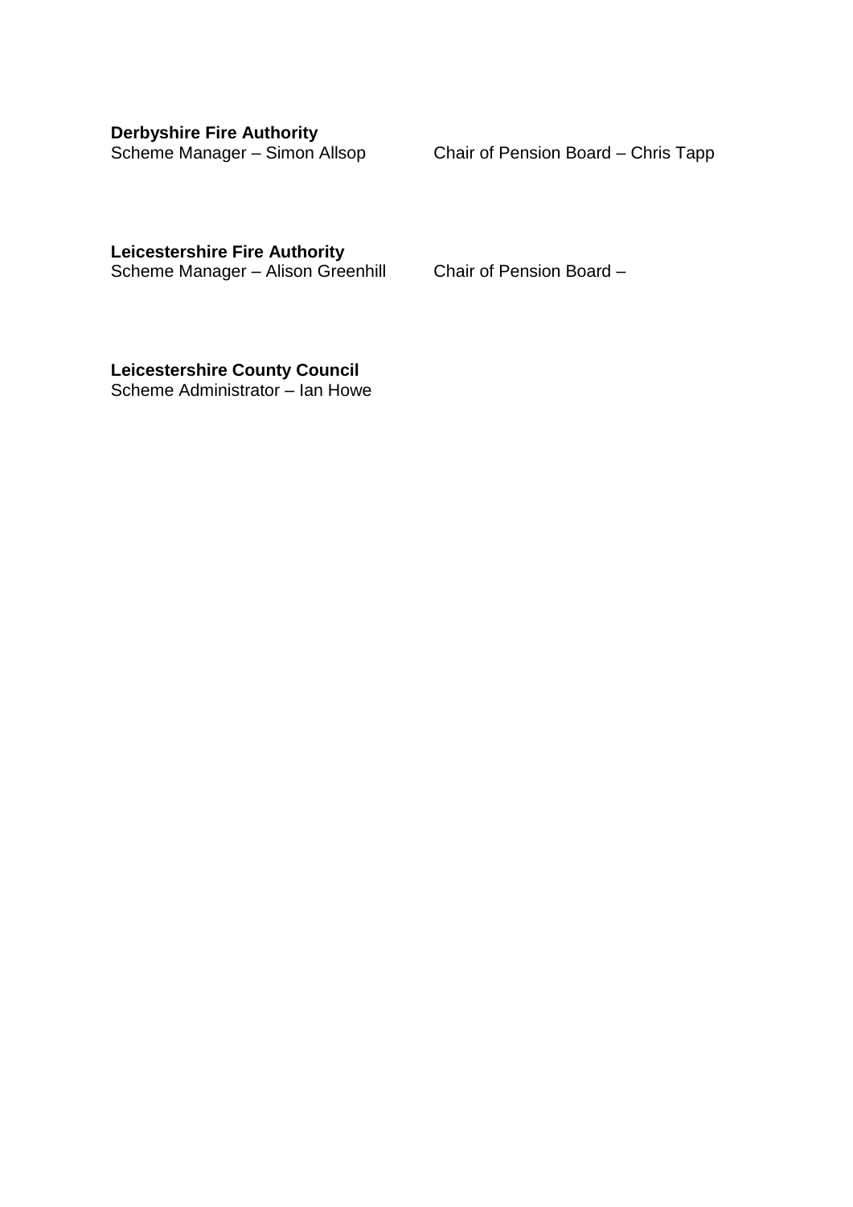**Derbyshire Fire Authority**
Scheme Manager – Simon Allsop

Chair of Pension Board – Chris Tapp

**Leicestershire Fire Authority**
Scheme Manager – Alison Greenhill

Chair of Pension Board –

**Leicestershire County Council**
Scheme Administrator – Ian Howe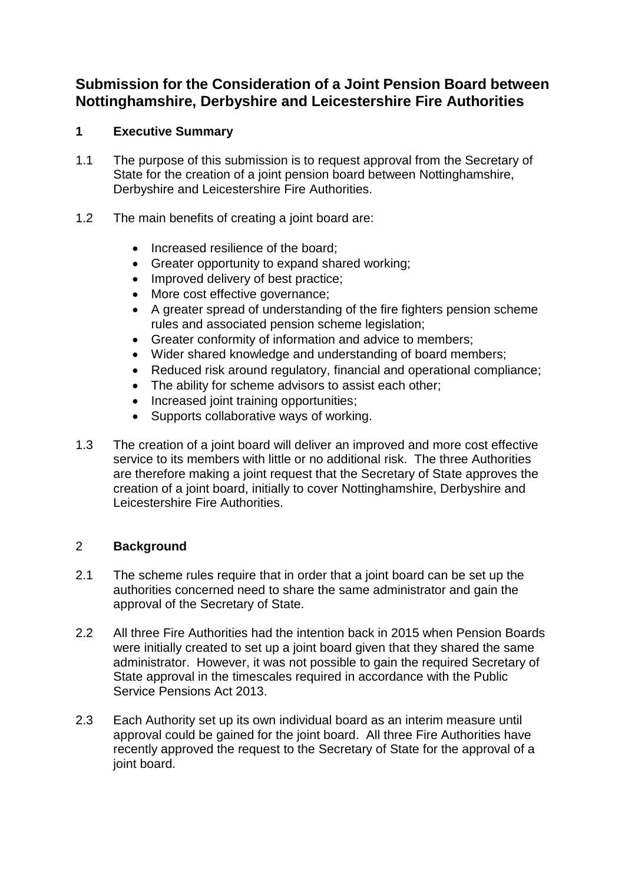# Submission for the Consideration of a Joint Pension Board between Nottinghamshire, Derbyshire and Leicestershire Fire Authorities

## 1 Executive Summary

1.1 The purpose of this submission is to request approval from the Secretary of State for the creation of a joint pension board between Nottinghamshire, Derbyshire and Leicestershire Fire Authorities.

1.2 The main benefits of creating a joint board are:

- Increased resilience of the board;
- Greater opportunity to expand shared working;
- Improved delivery of best practice;
- More cost effective governance;
- A greater spread of understanding of the fire fighters pension scheme rules and associated pension scheme legislation;
- Greater conformity of information and advice to members;
- Wider shared knowledge and understanding of board members;
- Reduced risk around regulatory, financial and operational compliance;
- The ability for scheme advisors to assist each other;
- Increased joint training opportunities;
- Supports collaborative ways of working.

1.3 The creation of a joint board will deliver an improved and more cost effective service to its members with little or no additional risk. The three Authorities are therefore making a joint request that the Secretary of State approves the creation of a joint board, initially to cover Nottinghamshire, Derbyshire and Leicestershire Fire Authorities.

## 2 Background

2.1 The scheme rules require that in order that a joint board can be set up the authorities concerned need to share the same administrator and gain the approval of the Secretary of State.

2.2 All three Fire Authorities had the intention back in 2015 when Pension Boards were initially created to set up a joint board given that they shared the same administrator. However, it was not possible to gain the required Secretary of State approval in the timescales required in accordance with the Public Service Pensions Act 2013.

2.3 Each Authority set up its own individual board as an interim measure until approval could be gained for the joint board. All three Fire Authorities have recently approved the request to the Secretary of State for the approval of a joint board.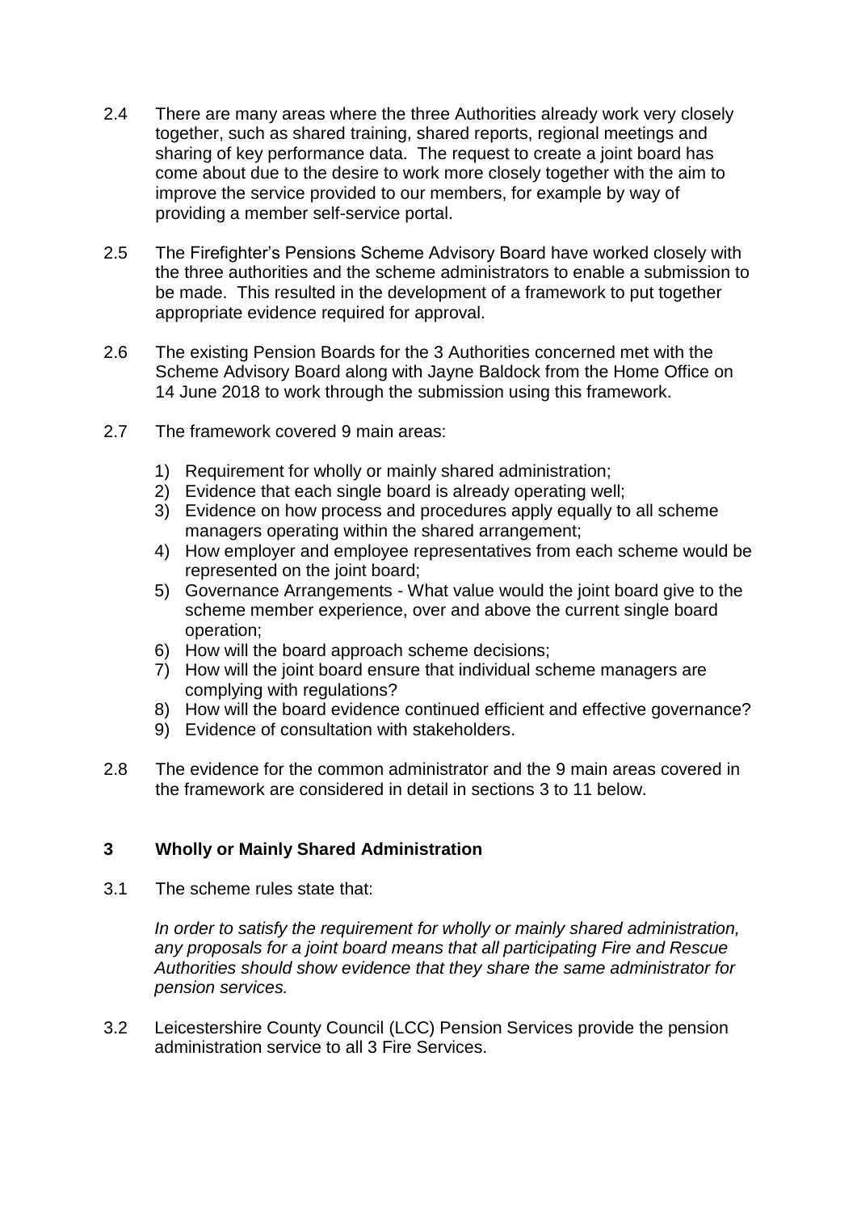2.4 There are many areas where the three Authorities already work very closely together, such as shared training, shared reports, regional meetings and sharing of key performance data. The request to create a joint board has come about due to the desire to work more closely together with the aim to improve the service provided to our members, for example by way of providing a member self-service portal.

2.5 The Firefighter's Pensions Scheme Advisory Board have worked closely with the three authorities and the scheme administrators to enable a submission to be made. This resulted in the development of a framework to put together appropriate evidence required for approval.

2.6 The existing Pension Boards for the 3 Authorities concerned met with the Scheme Advisory Board along with Jayne Baldock from the Home Office on 14 June 2018 to work through the submission using this framework.

2.7 The framework covered 9 main areas:

1) Requirement for wholly or mainly shared administration;
2) Evidence that each single board is already operating well;
3) Evidence on how process and procedures apply equally to all scheme managers operating within the shared arrangement;
4) How employer and employee representatives from each scheme would be represented on the joint board;
5) Governance Arrangements - What value would the joint board give to the scheme member experience, over and above the current single board operation;
6) How will the board approach scheme decisions;
7) How will the joint board ensure that individual scheme managers are complying with regulations?
8) How will the board evidence continued efficient and effective governance?
9) Evidence of consultation with stakeholders.

2.8 The evidence for the common administrator and the 9 main areas covered in the framework are considered in detail in sections 3 to 11 below.

## 3 Wholly or Mainly Shared Administration

3.1 The scheme rules state that:

*In order to satisfy the requirement for wholly or mainly shared administration, any proposals for a joint board means that all participating Fire and Rescue Authorities should show evidence that they share the same administrator for pension services.*

3.2 Leicestershire County Council (LCC) Pension Services provide the pension administration service to all 3 Fire Services.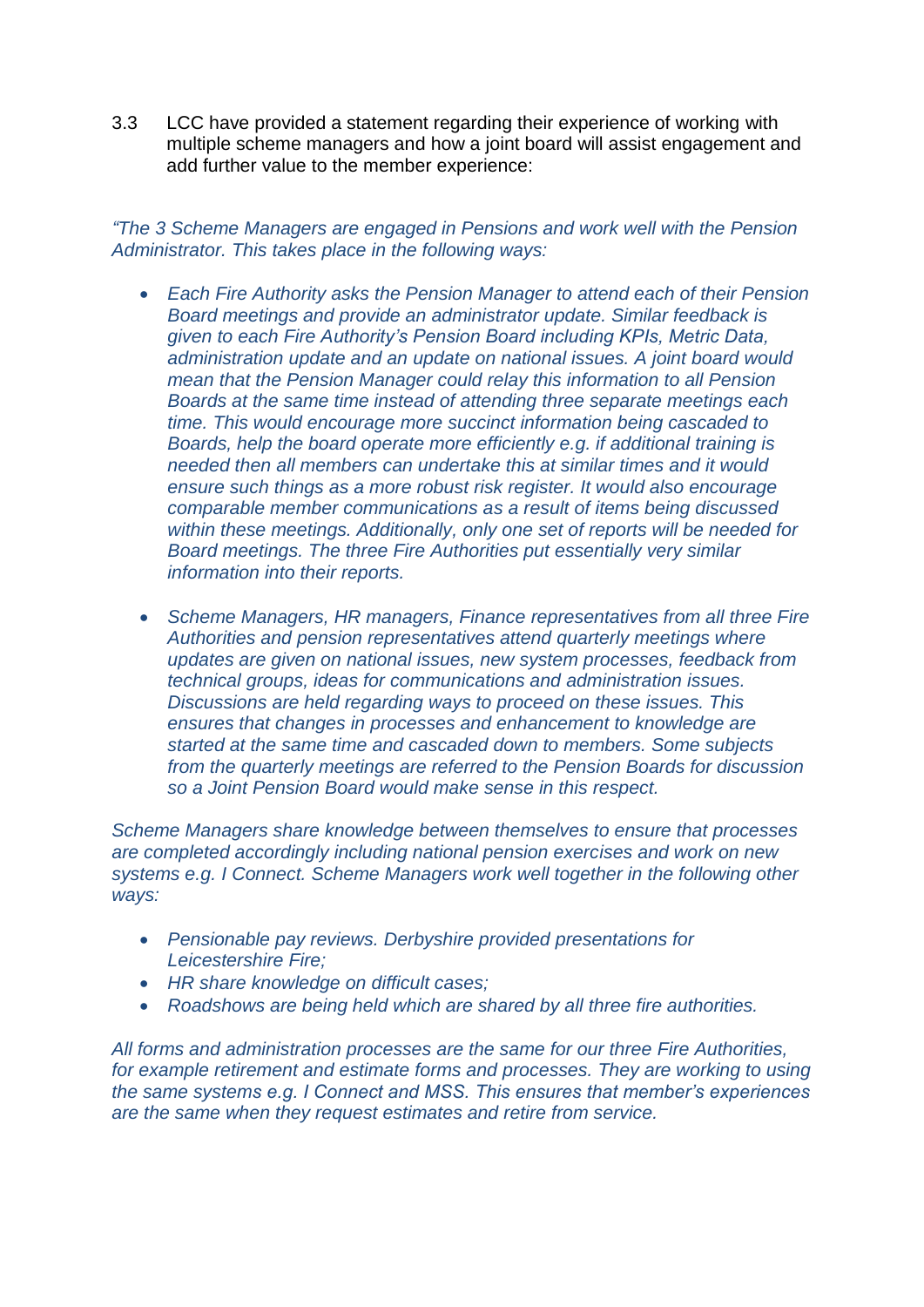3.3 LCC have provided a statement regarding their experience of working with multiple scheme managers and how a joint board will assist engagement and add further value to the member experience:

*"The 3 Scheme Managers are engaged in Pensions and work well with the Pension Administrator. This takes place in the following ways:*

- *Each Fire Authority asks the Pension Manager to attend each of their Pension Board meetings and provide an administrator update. Similar feedback is given to each Fire Authority's Pension Board including KPIs, Metric Data, administration update and an update on national issues. A joint board would mean that the Pension Manager could relay this information to all Pension Boards at the same time instead of attending three separate meetings each time. This would encourage more succinct information being cascaded to Boards, help the board operate more efficiently e.g. if additional training is needed then all members can undertake this at similar times and it would ensure such things as a more robust risk register. It would also encourage comparable member communications as a result of items being discussed within these meetings. Additionally, only one set of reports will be needed for Board meetings. The three Fire Authorities put essentially very similar information into their reports.*

- *Scheme Managers, HR managers, Finance representatives from all three Fire Authorities and pension representatives attend quarterly meetings where updates are given on national issues, new system processes, feedback from technical groups, ideas for communications and administration issues. Discussions are held regarding ways to proceed on these issues. This ensures that changes in processes and enhancement to knowledge are started at the same time and cascaded down to members. Some subjects from the quarterly meetings are referred to the Pension Boards for discussion so a Joint Pension Board would make sense in this respect.*

*Scheme Managers share knowledge between themselves to ensure that processes are completed accordingly including national pension exercises and work on new systems e.g. I Connect. Scheme Managers work well together in the following other ways:*

- *Pensionable pay reviews. Derbyshire provided presentations for Leicestershire Fire;*
- *HR share knowledge on difficult cases;*
- *Roadshows are being held which are shared by all three fire authorities.*

*All forms and administration processes are the same for our three Fire Authorities, for example retirement and estimate forms and processes. They are working to using the same systems e.g. I Connect and MSS. This ensures that member's experiences are the same when they request estimates and retire from service.*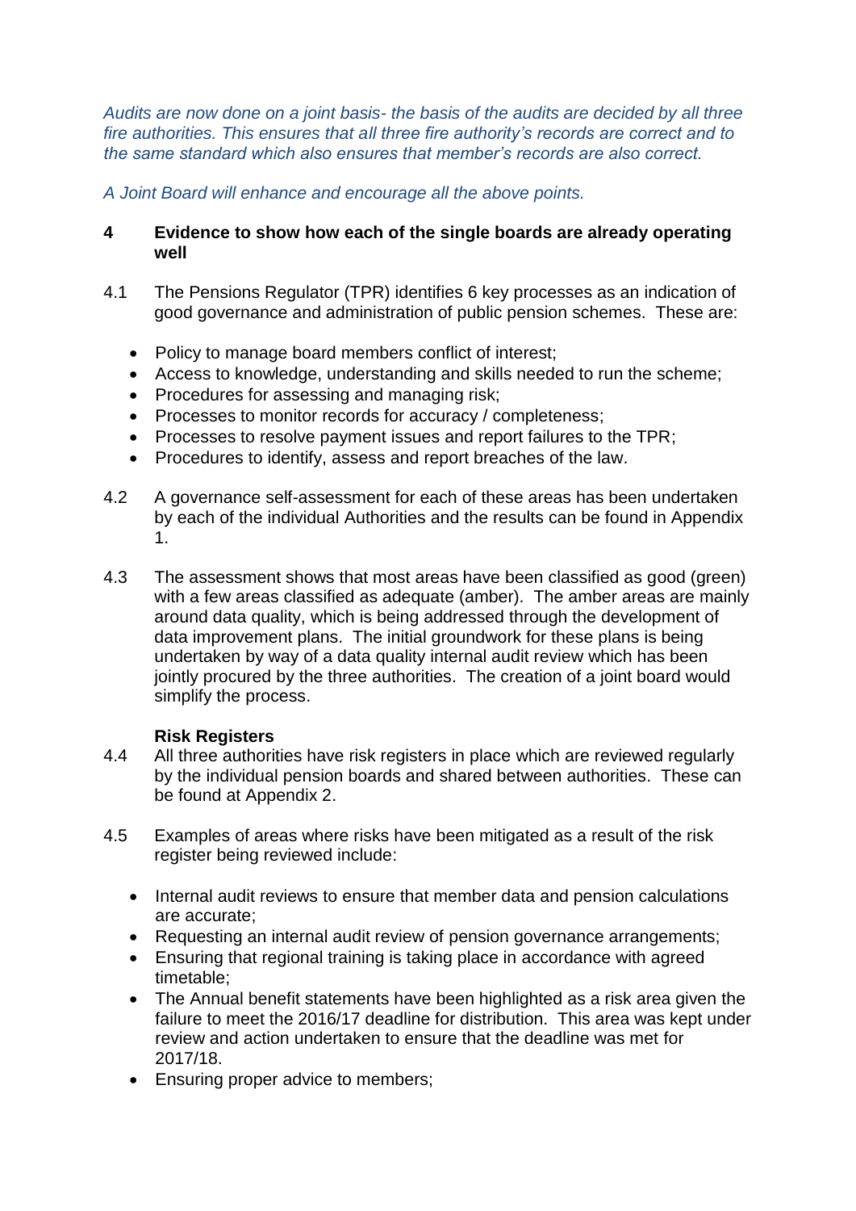*Audits are now done on a joint basis- the basis of the audits are decided by all three fire authorities. This ensures that all three fire authority's records are correct and to the same standard which also ensures that member's records are also correct.*

*A Joint Board will enhance and encourage all the above points.*

## 4 Evidence to show how each of the single boards are already operating well

4.1 The Pensions Regulator (TPR) identifies 6 key processes as an indication of good governance and administration of public pension schemes. These are:

- Policy to manage board members conflict of interest;
- Access to knowledge, understanding and skills needed to run the scheme;
- Procedures for assessing and managing risk;
- Processes to monitor records for accuracy / completeness;
- Processes to resolve payment issues and report failures to the TPR;
- Procedures to identify, assess and report breaches of the law.

4.2 A governance self-assessment for each of these areas has been undertaken by each of the individual Authorities and the results can be found in Appendix 1.

4.3 The assessment shows that most areas have been classified as good (green) with a few areas classified as adequate (amber). The amber areas are mainly around data quality, which is being addressed through the development of data improvement plans. The initial groundwork for these plans is being undertaken by way of a data quality internal audit review which has been jointly procured by the three authorities. The creation of a joint board would simplify the process.

**Risk Registers**

4.4 All three authorities have risk registers in place which are reviewed regularly by the individual pension boards and shared between authorities. These can be found at Appendix 2.

4.5 Examples of areas where risks have been mitigated as a result of the risk register being reviewed include:

- Internal audit reviews to ensure that member data and pension calculations are accurate;
- Requesting an internal audit review of pension governance arrangements;
- Ensuring that regional training is taking place in accordance with agreed timetable;
- The Annual benefit statements have been highlighted as a risk area given the failure to meet the 2016/17 deadline for distribution. This area was kept under review and action undertaken to ensure that the deadline was met for 2017/18.
- Ensuring proper advice to members;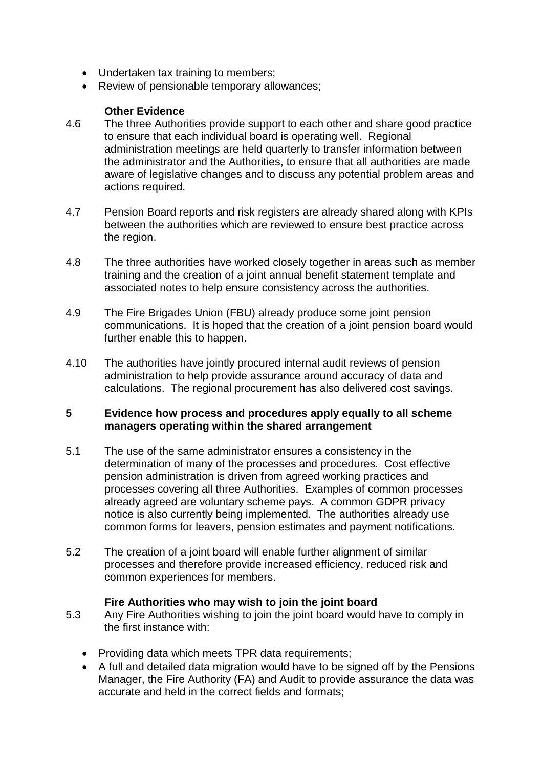- Undertaken tax training to members;
- Review of pensionable temporary allowances;

**Other Evidence**

4.6 The three Authorities provide support to each other and share good practice to ensure that each individual board is operating well. Regional administration meetings are held quarterly to transfer information between the administrator and the Authorities, to ensure that all authorities are made aware of legislative changes and to discuss any potential problem areas and actions required.

4.7 Pension Board reports and risk registers are already shared along with KPIs between the authorities which are reviewed to ensure best practice across the region.

4.8 The three authorities have worked closely together in areas such as member training and the creation of a joint annual benefit statement template and associated notes to help ensure consistency across the authorities.

4.9 The Fire Brigades Union (FBU) already produce some joint pension communications. It is hoped that the creation of a joint pension board would further enable this to happen.

4.10 The authorities have jointly procured internal audit reviews of pension administration to help provide assurance around accuracy of data and calculations. The regional procurement has also delivered cost savings.

## 5 Evidence how process and procedures apply equally to all scheme managers operating within the shared arrangement

5.1 The use of the same administrator ensures a consistency in the determination of many of the processes and procedures. Cost effective pension administration is driven from agreed working practices and processes covering all three Authorities. Examples of common processes already agreed are voluntary scheme pays. A common GDPR privacy notice is also currently being implemented. The authorities already use common forms for leavers, pension estimates and payment notifications.

5.2 The creation of a joint board will enable further alignment of similar processes and therefore provide increased efficiency, reduced risk and common experiences for members.

**Fire Authorities who may wish to join the joint board**

5.3 Any Fire Authorities wishing to join the joint board would have to comply in the first instance with:

- Providing data which meets TPR data requirements;
- A full and detailed data migration would have to be signed off by the Pensions Manager, the Fire Authority (FA) and Audit to provide assurance the data was accurate and held in the correct fields and formats;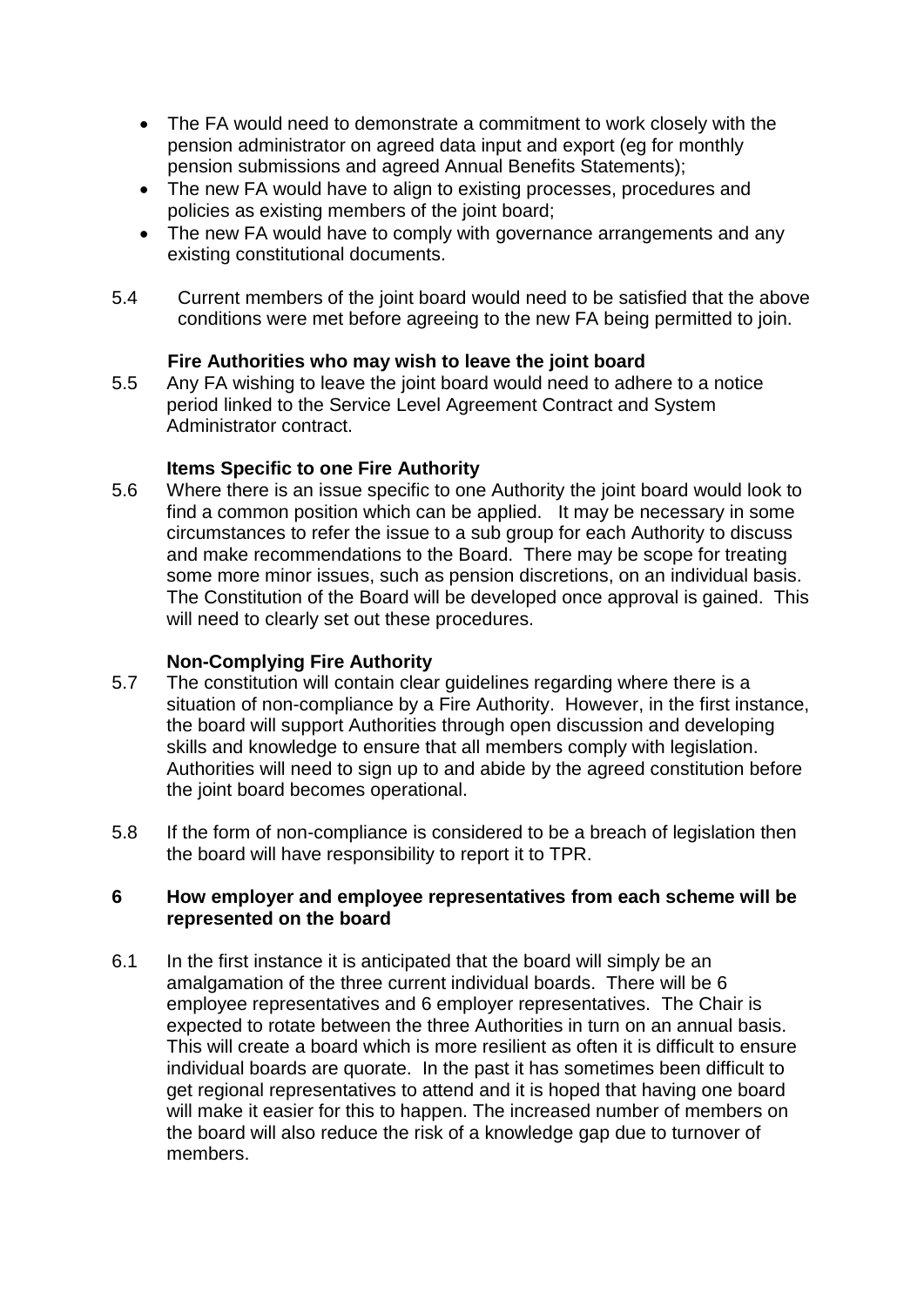- The FA would need to demonstrate a commitment to work closely with the pension administrator on agreed data input and export (eg for monthly pension submissions and agreed Annual Benefits Statements);
- The new FA would have to align to existing processes, procedures and policies as existing members of the joint board;
- The new FA would have to comply with governance arrangements and any existing constitutional documents.

5.4 Current members of the joint board would need to be satisfied that the above conditions were met before agreeing to the new FA being permitted to join.

**Fire Authorities who may wish to leave the joint board**

5.5 Any FA wishing to leave the joint board would need to adhere to a notice period linked to the Service Level Agreement Contract and System Administrator contract.

**Items Specific to one Fire Authority**

5.6 Where there is an issue specific to one Authority the joint board would look to find a common position which can be applied. It may be necessary in some circumstances to refer the issue to a sub group for each Authority to discuss and make recommendations to the Board. There may be scope for treating some more minor issues, such as pension discretions, on an individual basis. The Constitution of the Board will be developed once approval is gained. This will need to clearly set out these procedures.

**Non-Complying Fire Authority**

5.7 The constitution will contain clear guidelines regarding where there is a situation of non-compliance by a Fire Authority. However, in the first instance, the board will support Authorities through open discussion and developing skills and knowledge to ensure that all members comply with legislation. Authorities will need to sign up to and abide by the agreed constitution before the joint board becomes operational.

5.8 If the form of non-compliance is considered to be a breach of legislation then the board will have responsibility to report it to TPR.

## 6 How employer and employee representatives from each scheme will be represented on the board

6.1 In the first instance it is anticipated that the board will simply be an amalgamation of the three current individual boards. There will be 6 employee representatives and 6 employer representatives. The Chair is expected to rotate between the three Authorities in turn on an annual basis. This will create a board which is more resilient as often it is difficult to ensure individual boards are quorate. In the past it has sometimes been difficult to get regional representatives to attend and it is hoped that having one board will make it easier for this to happen. The increased number of members on the board will also reduce the risk of a knowledge gap due to turnover of members.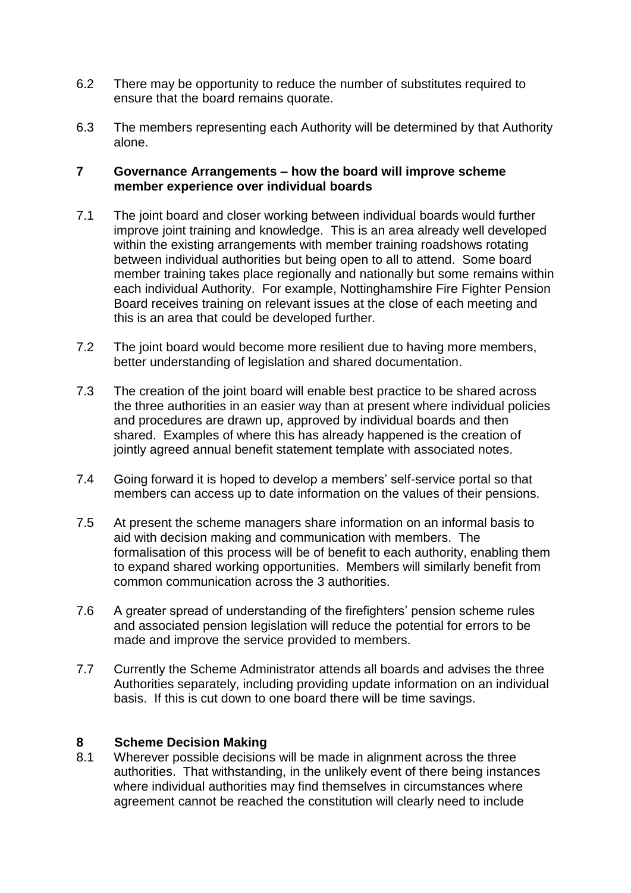6.2 There may be opportunity to reduce the number of substitutes required to ensure that the board remains quorate.

6.3 The members representing each Authority will be determined by that Authority alone.

## 7 Governance Arrangements – how the board will improve scheme member experience over individual boards

7.1 The joint board and closer working between individual boards would further improve joint training and knowledge. This is an area already well developed within the existing arrangements with member training roadshows rotating between individual authorities but being open to all to attend. Some board member training takes place regionally and nationally but some remains within each individual Authority. For example, Nottinghamshire Fire Fighter Pension Board receives training on relevant issues at the close of each meeting and this is an area that could be developed further.

7.2 The joint board would become more resilient due to having more members, better understanding of legislation and shared documentation.

7.3 The creation of the joint board will enable best practice to be shared across the three authorities in an easier way than at present where individual policies and procedures are drawn up, approved by individual boards and then shared. Examples of where this has already happened is the creation of jointly agreed annual benefit statement template with associated notes.

7.4 Going forward it is hoped to develop a members' self-service portal so that members can access up to date information on the values of their pensions.

7.5 At present the scheme managers share information on an informal basis to aid with decision making and communication with members. The formalisation of this process will be of benefit to each authority, enabling them to expand shared working opportunities. Members will similarly benefit from common communication across the 3 authorities.

7.6 A greater spread of understanding of the firefighters' pension scheme rules and associated pension legislation will reduce the potential for errors to be made and improve the service provided to members.

7.7 Currently the Scheme Administrator attends all boards and advises the three Authorities separately, including providing update information on an individual basis. If this is cut down to one board there will be time savings.

## 8 Scheme Decision Making

8.1 Wherever possible decisions will be made in alignment across the three authorities. That withstanding, in the unlikely event of there being instances where individual authorities may find themselves in circumstances where agreement cannot be reached the constitution will clearly need to include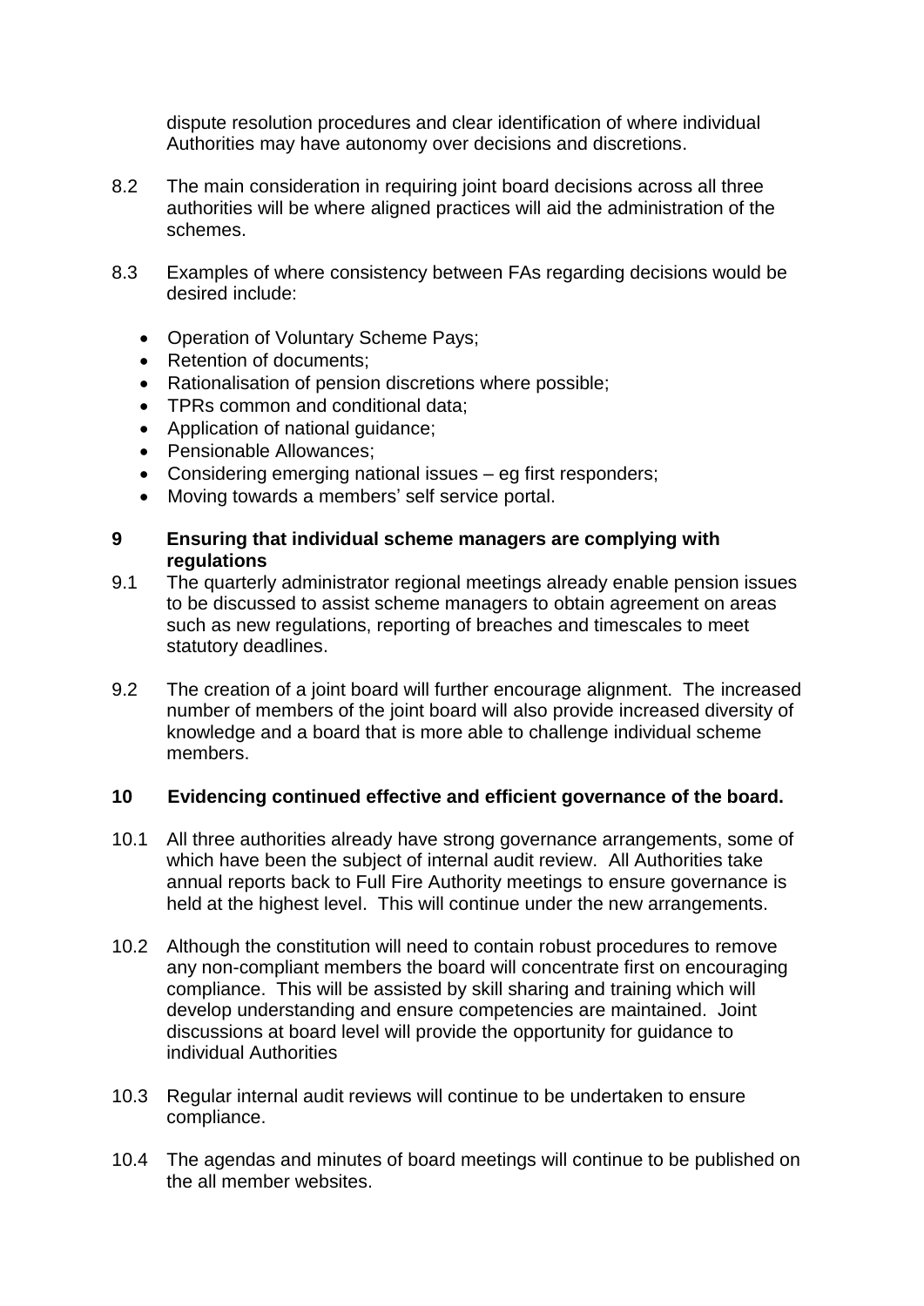dispute resolution procedures and clear identification of where individual Authorities may have autonomy over decisions and discretions.

8.2 The main consideration in requiring joint board decisions across all three authorities will be where aligned practices will aid the administration of the schemes.

8.3 Examples of where consistency between FAs regarding decisions would be desired include:

- Operation of Voluntary Scheme Pays;
- Retention of documents;
- Rationalisation of pension discretions where possible;
- TPRs common and conditional data;
- Application of national guidance;
- Pensionable Allowances;
- Considering emerging national issues – eg first responders;
- Moving towards a members' self service portal.

## 9 Ensuring that individual scheme managers are complying with regulations

9.1 The quarterly administrator regional meetings already enable pension issues to be discussed to assist scheme managers to obtain agreement on areas such as new regulations, reporting of breaches and timescales to meet statutory deadlines.

9.2 The creation of a joint board will further encourage alignment. The increased number of members of the joint board will also provide increased diversity of knowledge and a board that is more able to challenge individual scheme members.

## 10 Evidencing continued effective and efficient governance of the board.

10.1 All three authorities already have strong governance arrangements, some of which have been the subject of internal audit review. All Authorities take annual reports back to Full Fire Authority meetings to ensure governance is held at the highest level. This will continue under the new arrangements.

10.2 Although the constitution will need to contain robust procedures to remove any non-compliant members the board will concentrate first on encouraging compliance. This will be assisted by skill sharing and training which will develop understanding and ensure competencies are maintained. Joint discussions at board level will provide the opportunity for guidance to individual Authorities

10.3 Regular internal audit reviews will continue to be undertaken to ensure compliance.

10.4 The agendas and minutes of board meetings will continue to be published on the all member websites.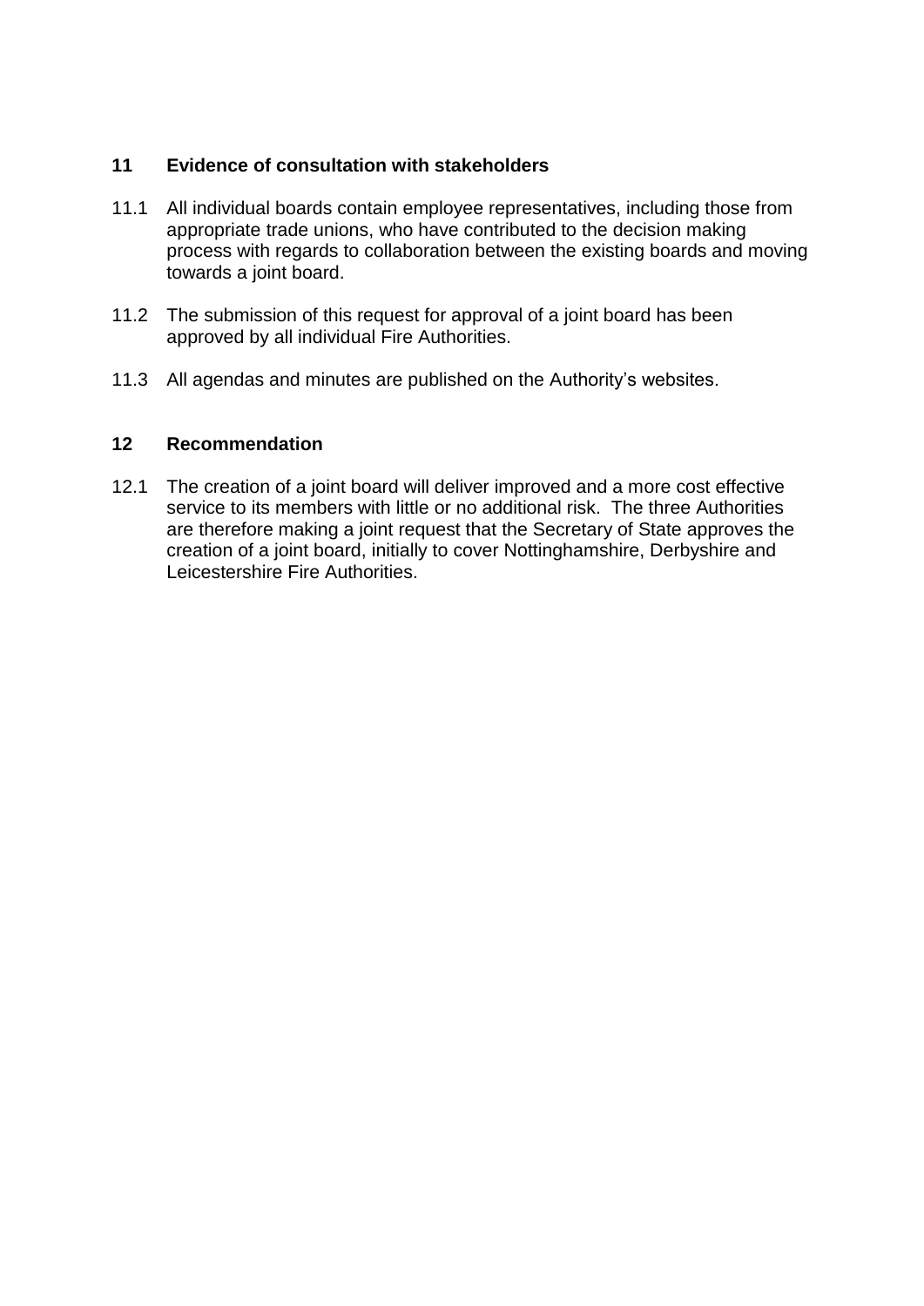## 11 Evidence of consultation with stakeholders

11.1 All individual boards contain employee representatives, including those from appropriate trade unions, who have contributed to the decision making process with regards to collaboration between the existing boards and moving towards a joint board.

11.2 The submission of this request for approval of a joint board has been approved by all individual Fire Authorities.

11.3 All agendas and minutes are published on the Authority's websites.

## 12 Recommendation

12.1 The creation of a joint board will deliver improved and a more cost effective service to its members with little or no additional risk. The three Authorities are therefore making a joint request that the Secretary of State approves the creation of a joint board, initially to cover Nottinghamshire, Derbyshire and Leicestershire Fire Authorities.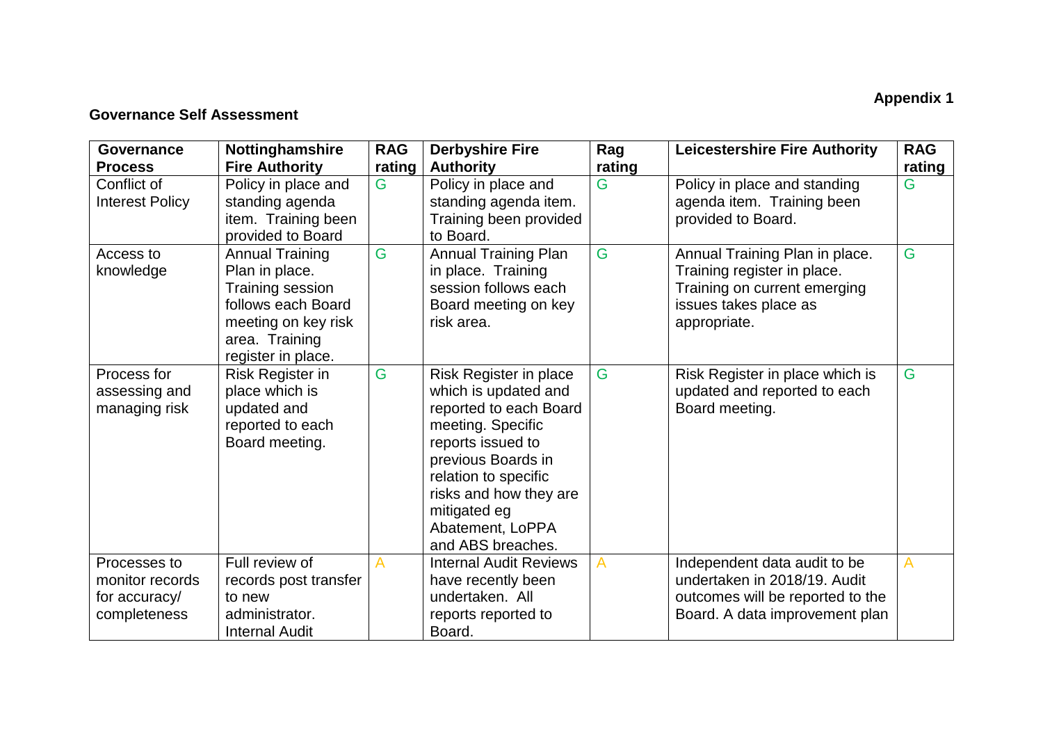**Appendix 1**

**Governance Self Assessment**

| Governance Process | Nottinghamshire Fire Authority | RAG rating | Derbyshire Fire Authority | Rag rating | Leicestershire Fire Authority | RAG rating |
|---|---|---|---|---|---|---|
| Conflict of Interest Policy | Policy in place and standing agenda item. Training been provided to Board | G | Policy in place and standing agenda item. Training been provided to Board. | G | Policy in place and standing agenda item. Training been provided to Board. | G |
| Access to knowledge | Annual Training Plan in place. Training session follows each Board meeting on key risk area. Training register in place. | G | Annual Training Plan in place. Training session follows each Board meeting on key risk area. | G | Annual Training Plan in place. Training register in place. Training on current emerging issues takes place as appropriate. | G |
| Process for assessing and managing risk | Risk Register in place which is updated and reported to each Board meeting. | G | Risk Register in place which is updated and reported to each Board meeting. Specific reports issued to previous Boards in relation to specific risks and how they are mitigated eg Abatement, LoPPA and ABS breaches. | G | Risk Register in place which is updated and reported to each Board meeting. | G |
| Processes to monitor records for accuracy/ completeness | Full review of records post transfer to new administrator. Internal Audit | A | Internal Audit Reviews have recently been undertaken. All reports reported to Board. | A | Independent data audit to be undertaken in 2018/19. Audit outcomes will be reported to the Board. A data improvement plan | A |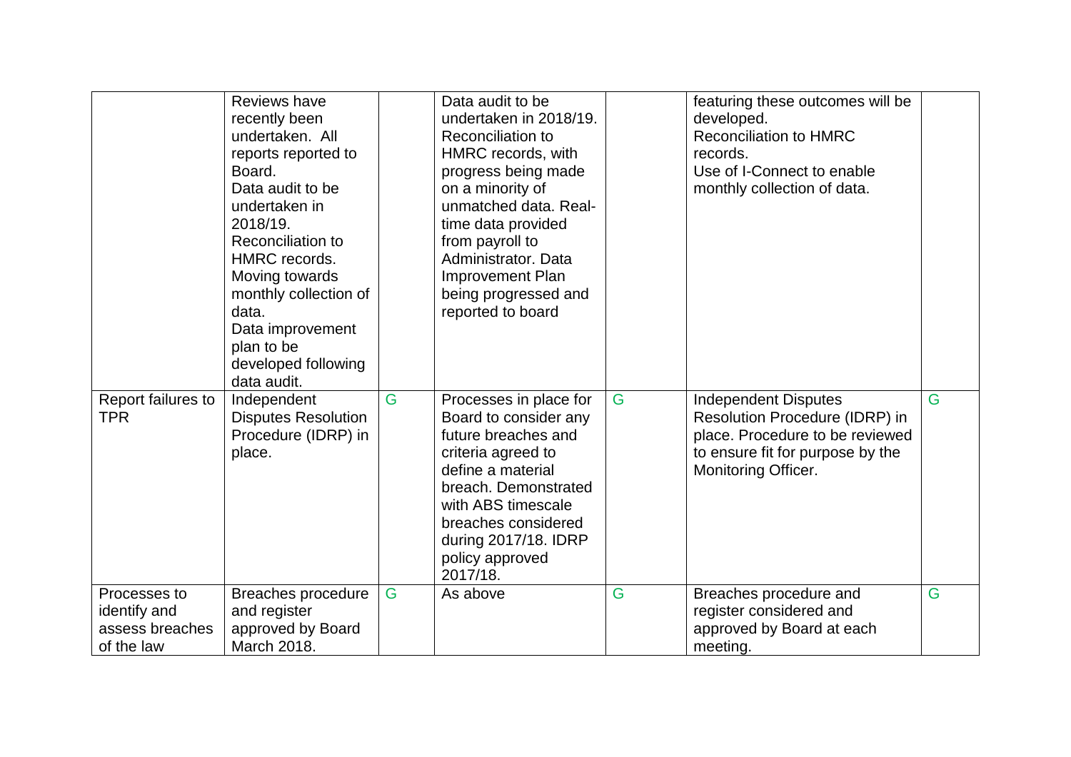|  |  |  |  |  |  |  |
|---|---|---|---|---|---|---|
|  | Reviews have recently been undertaken. All reports reported to Board. Data audit to be undertaken in 2018/19. Reconciliation to HMRC records. Moving towards monthly collection of data. Data improvement plan to be developed following data audit. |  | Data audit to be undertaken in 2018/19. Reconciliation to HMRC records, with progress being made on a minority of unmatched data. Real-time data provided from payroll to Administrator. Data Improvement Plan being progressed and reported to board |  | featuring these outcomes will be developed. Reconciliation to HMRC records. Use of I-Connect to enable monthly collection of data. |  |
| Report failures to TPR | Independent Disputes Resolution Procedure (IDRP) in place. | G | Processes in place for Board to consider any future breaches and criteria agreed to define a material breach. Demonstrated with ABS timescale breaches considered during 2017/18. IDRP policy approved 2017/18. | G | Independent Disputes Resolution Procedure (IDRP) in place. Procedure to be reviewed to ensure fit for purpose by the Monitoring Officer. | G |
| Processes to identify and assess breaches of the law | Breaches procedure and register approved by Board March 2018. | G | As above | G | Breaches procedure and register considered and approved by Board at each meeting. | G |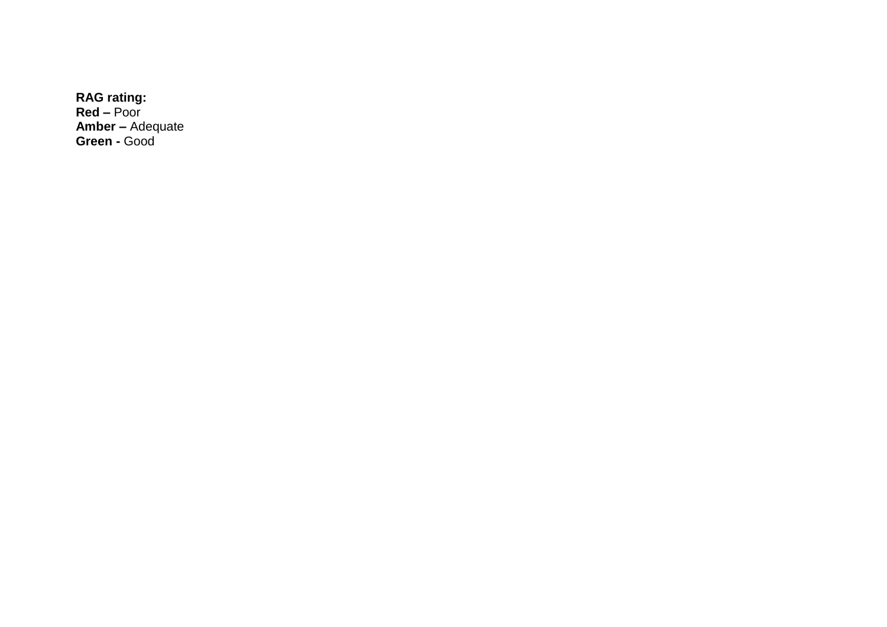**RAG rating:**
**Red –** Poor
**Amber –** Adequate
**Green -** Good